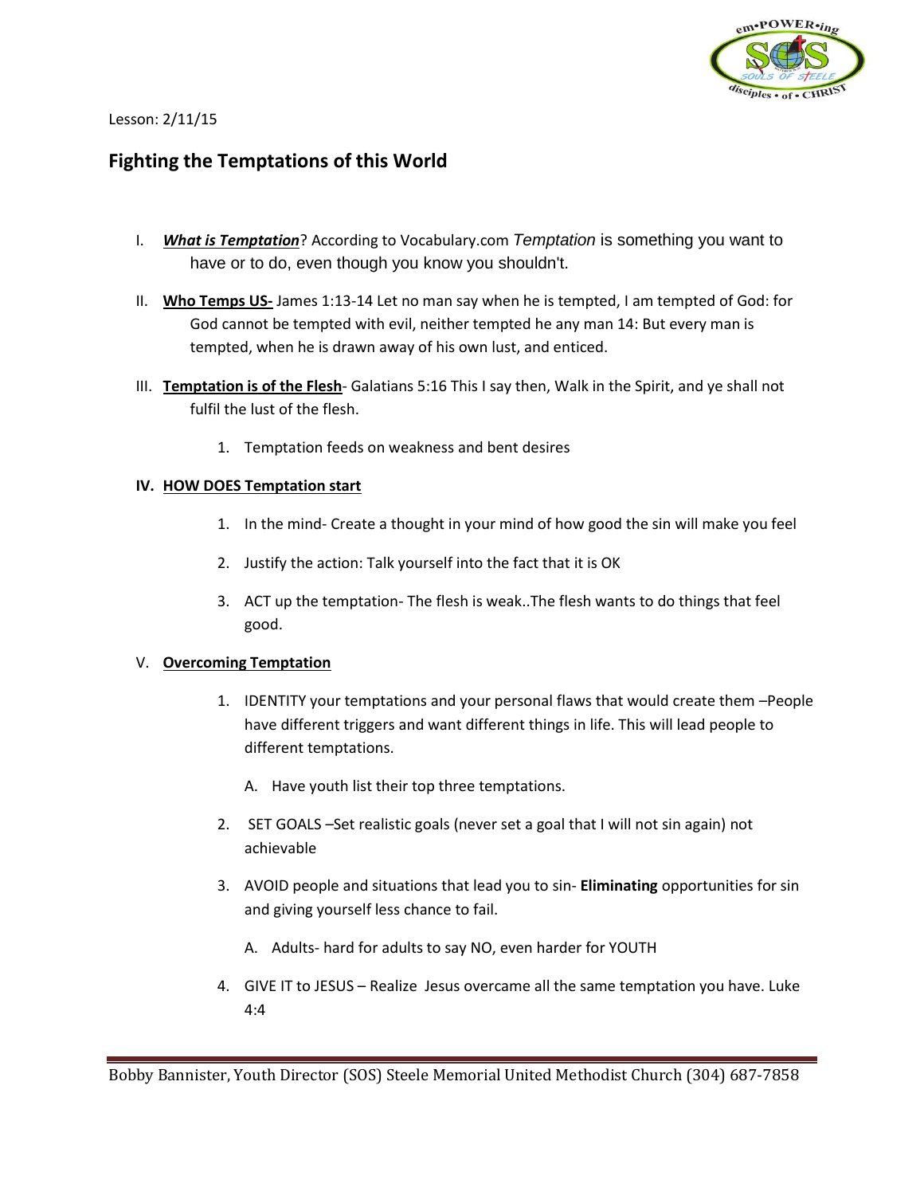Lesson: 2/11/15

# Fighting the Temptations of this World

I. ***What is Temptation***? According to Vocabulary.com *Temptation* is something you want to have or to do, even though you know you shouldn't.

II. **Who Temps US-** James 1:13-14 Let no man say when he is tempted, I am tempted of God: for God cannot be tempted with evil, neither tempted he any man 14: But every man is tempted, when he is drawn away of his own lust, and enticed.

III. **Temptation is of the Flesh**- Galatians 5:16 This I say then, Walk in the Spirit, and ye shall not fulfil the lust of the flesh.

   1. Temptation feeds on weakness and bent desires

**IV. HOW DOES Temptation start**

   1. In the mind- Create a thought in your mind of how good the sin will make you feel
   2. Justify the action: Talk yourself into the fact that it is OK
   3. ACT up the temptation- The flesh is weak..The flesh wants to do things that feel good.

V. **Overcoming Temptation**

   1. IDENTITY your temptations and your personal flaws that would create them –People have different triggers and want different things in life. This will lead people to different temptations.
      A. Have youth list their top three temptations.
   2. SET GOALS –Set realistic goals (never set a goal that I will not sin again) not achievable
   3. AVOID people and situations that lead you to sin- **Eliminating** opportunities for sin and giving yourself less chance to fail.
      A. Adults- hard for adults to say NO, even harder for YOUTH
   4. GIVE IT to JESUS – Realize Jesus overcame all the same temptation you have. Luke 4:4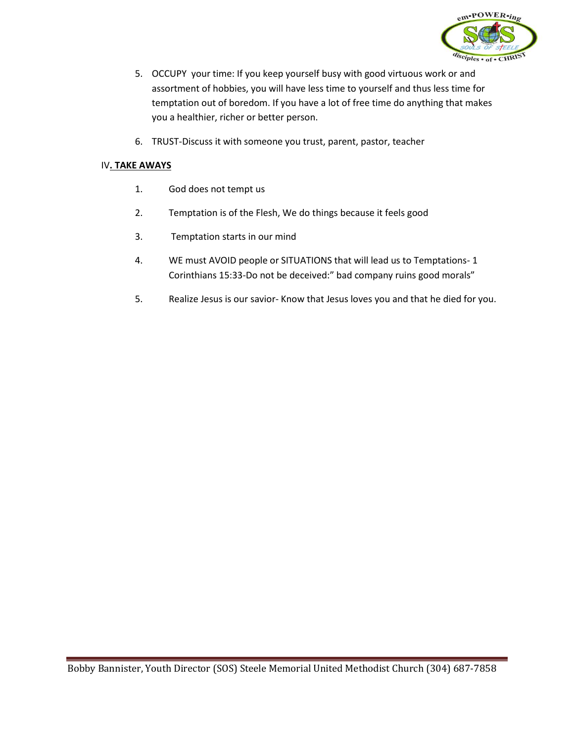5. OCCUPY your time: If you keep yourself busy with good virtuous work or and assortment of hobbies, you will have less time to yourself and thus less time for temptation out of boredom. If you have a lot of free time do anything that makes you a healthier, richer or better person.

6. TRUST-Discuss it with someone you trust, parent, pastor, teacher

## IV. TAKE AWAYS

1. God does not tempt us

2. Temptation is of the Flesh, We do things because it feels good

3. Temptation starts in our mind

4. WE must AVOID people or SITUATIONS that will lead us to Temptations- 1 Corinthians 15:33-Do not be deceived:" bad company ruins good morals"

5. Realize Jesus is our savior- Know that Jesus loves you and that he died for you.